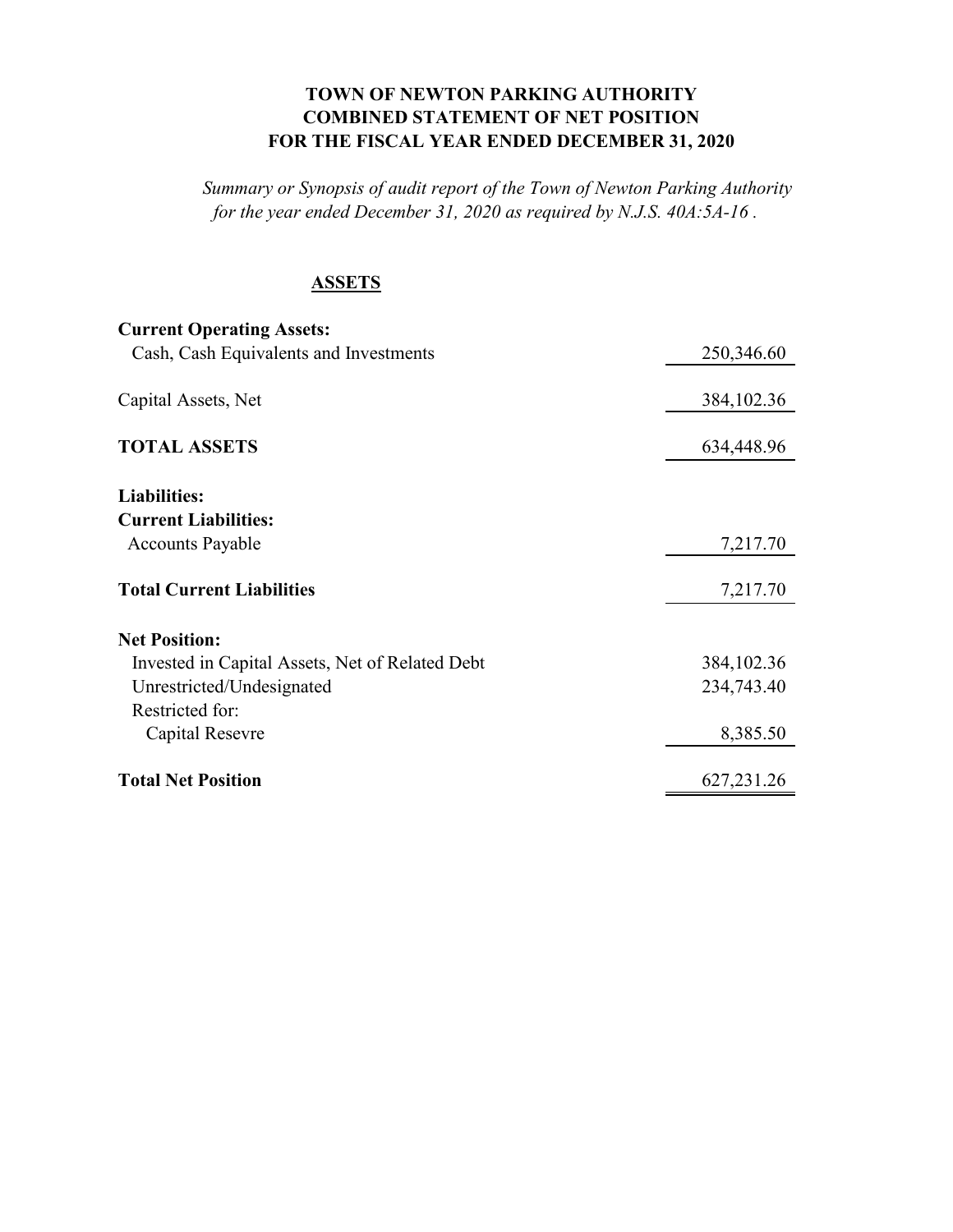# TOWN OF NEWTON PARKING AUTHORITY
## COMBINED STATEMENT OF NET POSITION
## FOR THE FISCAL YEAR ENDED DECEMBER 31, 2020

*Summary or Synopsis of audit report of the Town of Newton Parking Authority for the year ended December 31, 2020 as required by N.J.S. 40A:5A-16 .*

**ASSETS**

| | |
|---|---|
| **Current Operating Assets:** | |
| Cash, Cash Equivalents and Investments | 250,346.60 |
| Capital Assets, Net | 384,102.36 |
| **TOTAL ASSETS** | 634,448.96 |
| **Liabilities:** | |
| **Current Liabilities:** | |
| Accounts Payable | 7,217.70 |
| **Total Current Liabilities** | 7,217.70 |
| **Net Position:** | |
| Invested in Capital Assets, Net of Related Debt | 384,102.36 |
| Unrestricted/Undesignated | 234,743.40 |
| Restricted for: | |
| Capital Resevre | 8,385.50 |
| **Total Net Position** | 627,231.26 |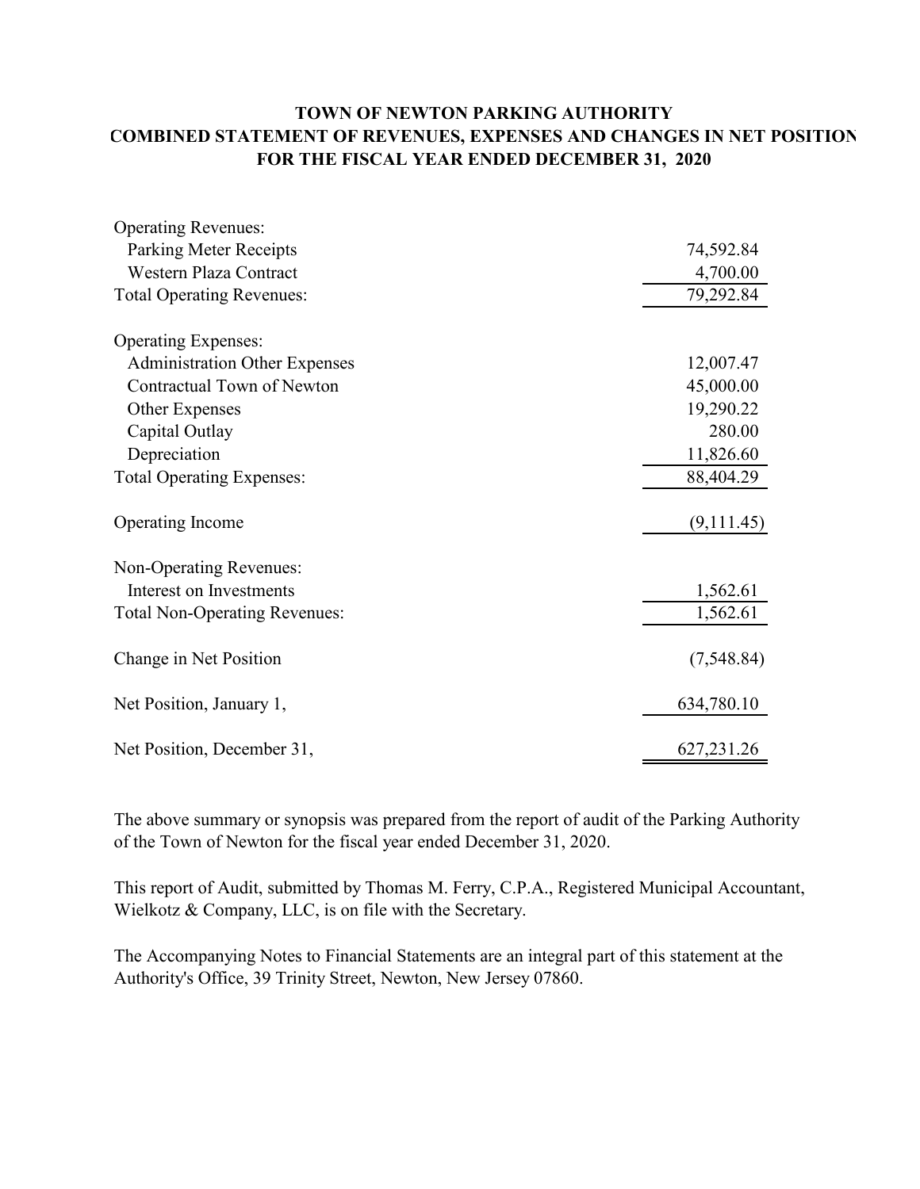# TOWN OF NEWTON PARKING AUTHORITY
## COMBINED STATEMENT OF REVENUES, EXPENSES AND CHANGES IN NET POSITION
## FOR THE FISCAL YEAR ENDED DECEMBER 31, 2020

| | |
|---|---|
| Operating Revenues: | |
| Parking Meter Receipts | 74,592.84 |
| Western Plaza Contract | 4,700.00 |
| Total Operating Revenues: | 79,292.84 |
| Operating Expenses: | |
| Administration Other Expenses | 12,007.47 |
| Contractual Town of Newton | 45,000.00 |
| Other Expenses | 19,290.22 |
| Capital Outlay | 280.00 |
| Depreciation | 11,826.60 |
| Total Operating Expenses: | 88,404.29 |
| Operating Income | (9,111.45) |
| Non-Operating Revenues: | |
| Interest on Investments | 1,562.61 |
| Total Non-Operating Revenues: | 1,562.61 |
| Change in Net Position | (7,548.84) |
| Net Position, January 1, | 634,780.10 |
| Net Position, December 31, | 627,231.26 |

The above summary or synopsis was prepared from the report of audit of the Parking Authority of the Town of Newton for the fiscal year ended December 31, 2020.

This report of Audit, submitted by Thomas M. Ferry, C.P.A., Registered Municipal Accountant, Wielkotz & Company, LLC, is on file with the Secretary.

The Accompanying Notes to Financial Statements are an integral part of this statement at the Authority's Office, 39 Trinity Street, Newton, New Jersey 07860.